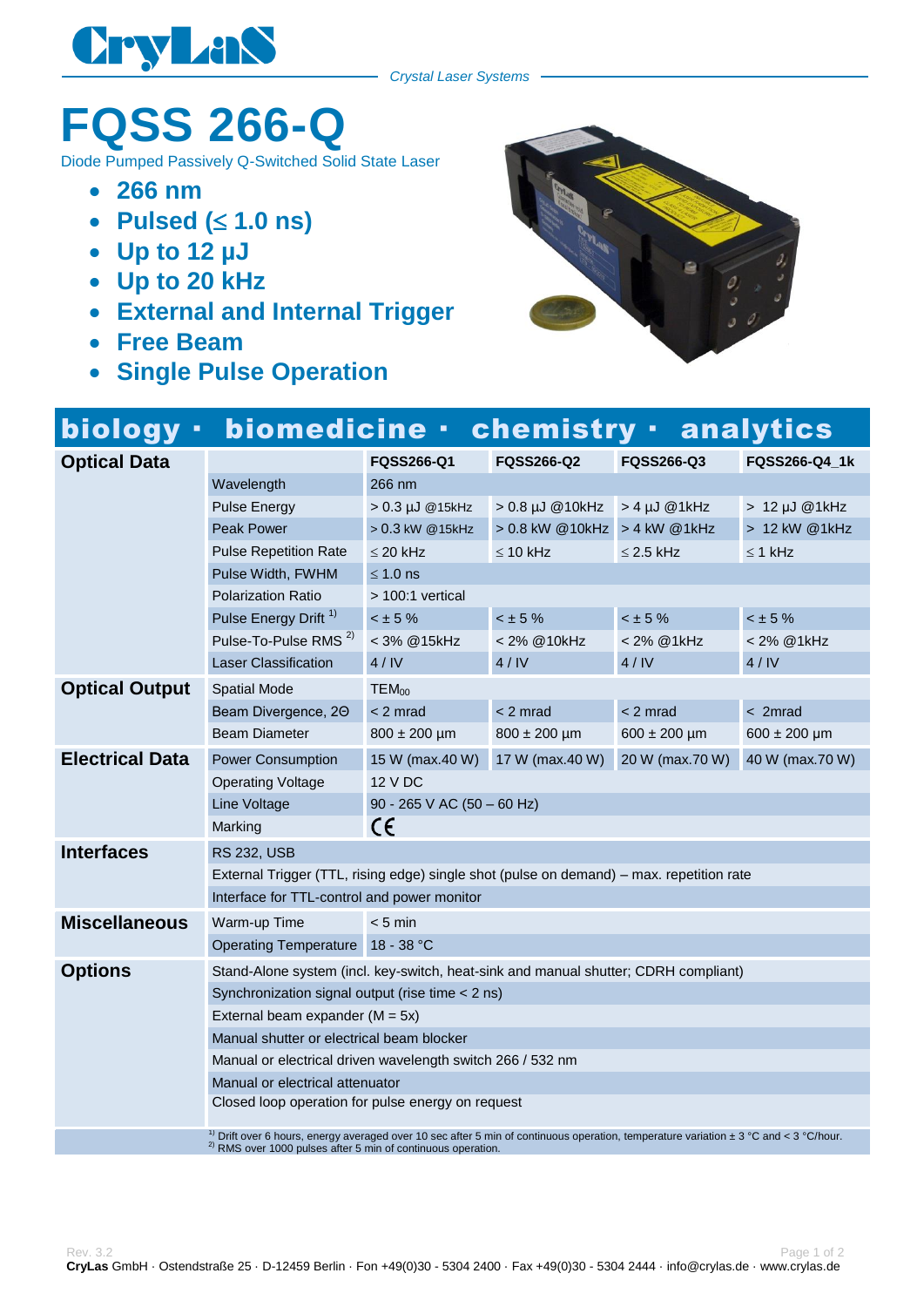# CryLaS

*Crystal Laser Systems*

# FQSS 266-Q

Diode Pumped Passively Q-Switched Solid State Laser

- **266 nm**
- **Pulsed (≤ 1.0 ns)**
- **Up to 12 µJ**
- **Up to 20 kHz**
- **External and Internal Trigger**
- **Free Beam**
- **Single Pulse Operation**

## biology · biomedicine · chemistry · analytics

| | | FQSS266-Q1 | FQSS266-Q2 | FQSS266-Q3 | FQSS266-Q4_1k |
|---|---|---|---|---|---|
| **Optical Data** | Wavelength | 266 nm | | | |
| | Pulse Energy | > 0.3 µJ @15kHz | > 0.8 µJ @10kHz | > 4 µJ @1kHz | > 12 µJ @1kHz |
| | Peak Power | > 0.3 kW @15kHz | > 0.8 kW @10kHz | > 4 kW @1kHz | > 12 kW @1kHz |
| | Pulse Repetition Rate | ≤ 20 kHz | ≤ 10 kHz | ≤ 2.5 kHz | ≤ 1 kHz |
| | Pulse Width, FWHM | ≤ 1.0 ns | | | |
| | Polarization Ratio | > 100:1 vertical | | | |
| | Pulse Energy Drift [1] | < ± 5 % | < ± 5 % | < ± 5 % | < ± 5 % |
| | Pulse-To-Pulse RMS [2] | < 3% @15kHz | < 2% @10kHz | < 2% @1kHz | < 2% @1kHz |
| | Laser Classification | 4 / IV | 4 / IV | 4 / IV | 4 / IV |
| **Optical Output** | Spatial Mode | $TEM_{00}$ | | | |
| | Beam Divergence, 2Θ | < 2 mrad | < 2 mrad | < 2 mrad | < 2mrad |
| | Beam Diameter | 800 ± 200 µm | 800 ± 200 µm | 600 ± 200 µm | 600 ± 200 µm |
| **Electrical Data** | Power Consumption | 15 W (max.40 W) | 17 W (max.40 W) | 20 W (max.70 W) | 40 W (max.70 W) |
| | Operating Voltage | 12 V DC | | | |
| | Line Voltage | 90 - 265 V AC (50 – 60 Hz) | | | |
| | Marking | CE | | | |
| **Interfaces** | RS 232, USB | | | | |
| | External Trigger (TTL, rising edge) single shot (pulse on demand) – max. repetition rate | | | | |
| | Interface for TTL-control and power monitor | | | | |
| **Miscellaneous** | Warm-up Time | < 5 min | | | |
| | Operating Temperature | 18 - 38 °C | | | |
| **Options** | Stand-Alone system (incl. key-switch, heat-sink and manual shutter; CDRH compliant) | | | | |
| | Synchronization signal output (rise time < 2 ns) | | | | |
| | External beam expander (M = 5x) | | | | |
| | Manual shutter or electrical beam blocker | | | | |
| | Manual or electrical driven wavelength switch 266 / 532 nm | | | | |
| | Manual or electrical attenuator | | | | |
| | Closed loop operation for pulse energy on request | | | | |

[1] Drift over 6 hours, energy averaged over 10 sec after 5 min of continuous operation, temperature variation ± 3 °C and < 3 °C/hour.
[2] RMS over 1000 pulses after 5 min of continuous operation.

Rev. 3.2

**CryLas** GmbH · Ostendstraße 25 · D-12459 Berlin · Fon +49(0)30 - 5304 2400 · Fax +49(0)30 - 5304 2444 · info@crylas.de · www.crylas.de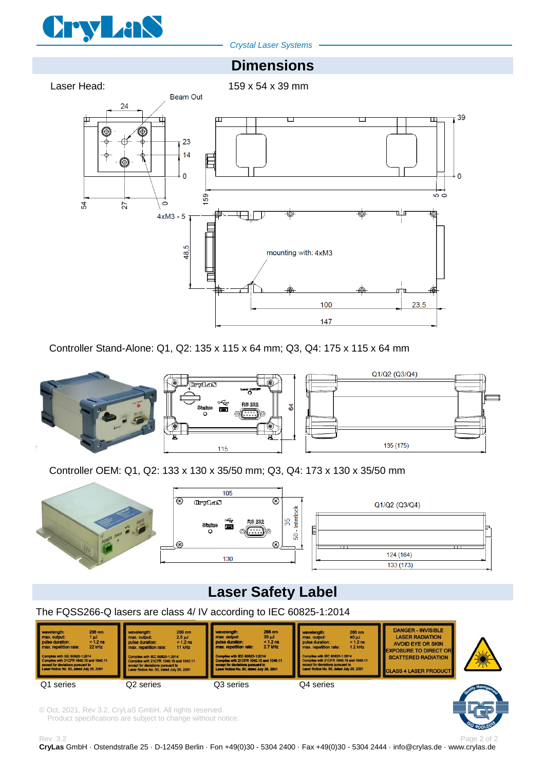## Dimensions

Laser Head: 159 x 54 x 39 mm

Beam Out

24

23

14

0

54

27

0

159

4xM3 - 5

39

0

5

0

48,5

mounting with: 4xM3

100

23,5

147

Controller Stand-Alone: Q1, Q2: 135 x 115 x 64 mm; Q3, Q4: 175 x 115 x 64 mm

64

115

Q1/Q2 (Q3/Q4)

135 (175)

Controller OEM: Q1, Q2: 133 x 130 x 35/50 mm; Q3, Q4: 173 x 130 x 35/50 mm

105

35

50 - Interlock

130

Q1/Q2 (Q3/Q4)

124 (164)

133 (173)

## Laser Safety Label

The FQSS266-Q lasers are class 4/ IV according to IEC 60825-1:2014

| Q1 series | Q2 series | Q3 series | Q4 series |
|---|---|---|---|
| wavelength: 266 nm | wavelength: 266 nm | wavelength: 266 nm | wavelength: 266 nm |
| max. output: 1 µJ | max. output: 2.5 µJ | max. output: 30 µJ | max. output: 40 µJ |
| pulse duration: < 1.2 ns | pulse duration: < 1.2 ns | pulse duration: < 1.2 ns | pulse duration: < 1.2 ns |
| max. repetition rate: 22 kHz | max. repetition rate: 11 kHz | max. repetition rate: 2.7 kHz | max. repetition rate: 1.2 kHz |
| Complies with IEC 60825-1:2014 Complies with 21CFR 1040.10 and 1040.11 except for deviations pursuant to Laser Notice No. 50, dated July 26, 2001 | Complies with IEC 60825-1:2014 Complies with 21CFR 1040.10 and 1040.11 except for deviations pursuant to Laser Notice No. 50, dated July 26, 2001 | Complies with IEC 60825-1:2014 Complies with 21CFR 1040.10 and 1040.11 except for deviations pursuant to Laser Notice No. 50, dated July 26, 2001 | Complies with IEC 60825-1:2014 Complies with 21CFR 1040.10 and 1040.11 except for deviations pursuant to Laser Notice No. 50, dated July 26, 2001 |

DANGER - INVISIBLE LASER RADIATION AVOID EYE OR SKIN EXPOSURE TO DIRECT OR SCATTERED RADIATION

CLASS 4 LASER PRODUCT

© Oct. 2021, Rev 3.2, CryLaS GmbH. All rights reserved.
Product specifications are subject to change without notice.

**CryLas** GmbH · Ostendstraße 25 · D-12459 Berlin · Fon +49(0)30 - 5304 2400 · Fax +49(0)30 - 5304 2444 · info@crylas.de · www.crylas.de